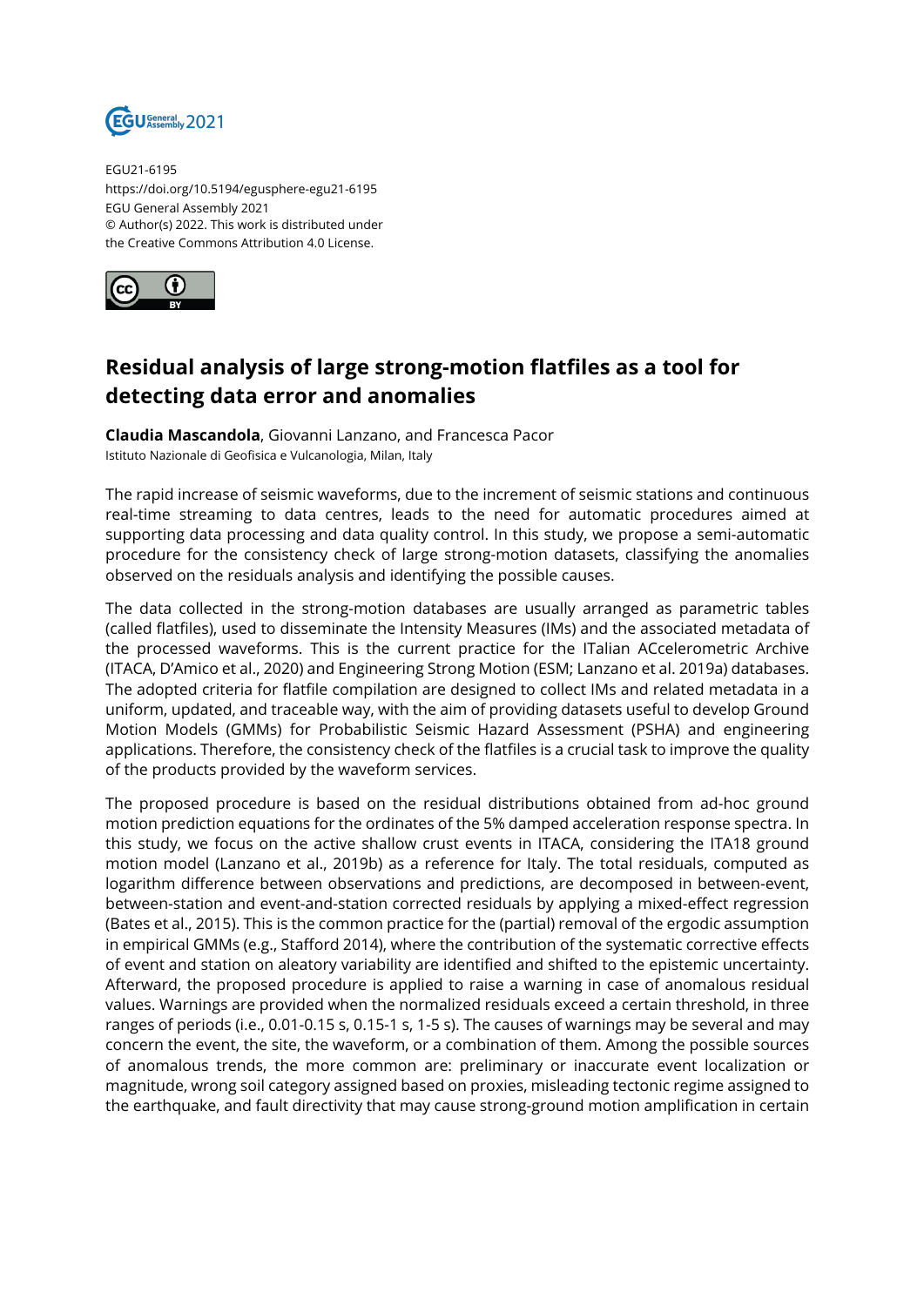EGU21-6195
https://doi.org/10.5194/egusphere-egu21-6195
EGU General Assembly 2021
© Author(s) 2022. This work is distributed under
the Creative Commons Attribution 4.0 License.

# Residual analysis of large strong-motion flatfiles as a tool for detecting data error and anomalies

**Claudia Mascandola**, Giovanni Lanzano, and Francesca Pacor
Istituto Nazionale di Geofisica e Vulcanologia, Milan, Italy

The rapid increase of seismic waveforms, due to the increment of seismic stations and continuous real-time streaming to data centres, leads to the need for automatic procedures aimed at supporting data processing and data quality control. In this study, we propose a semi-automatic procedure for the consistency check of large strong-motion datasets, classifying the anomalies observed on the residuals analysis and identifying the possible causes.

The data collected in the strong-motion databases are usually arranged as parametric tables (called flatfiles), used to disseminate the Intensity Measures (IMs) and the associated metadata of the processed waveforms. This is the current practice for the ITalian ACcelerometric Archive (ITACA, D'Amico et al., 2020) and Engineering Strong Motion (ESM; Lanzano et al. 2019a) databases. The adopted criteria for flatfile compilation are designed to collect IMs and related metadata in a uniform, updated, and traceable way, with the aim of providing datasets useful to develop Ground Motion Models (GMMs) for Probabilistic Seismic Hazard Assessment (PSHA) and engineering applications. Therefore, the consistency check of the flatfiles is a crucial task to improve the quality of the products provided by the waveform services.

The proposed procedure is based on the residual distributions obtained from ad-hoc ground motion prediction equations for the ordinates of the 5% damped acceleration response spectra. In this study, we focus on the active shallow crust events in ITACA, considering the ITA18 ground motion model (Lanzano et al., 2019b) as a reference for Italy. The total residuals, computed as logarithm difference between observations and predictions, are decomposed in between-event, between-station and event-and-station corrected residuals by applying a mixed-effect regression (Bates et al., 2015). This is the common practice for the (partial) removal of the ergodic assumption in empirical GMMs (e.g., Stafford 2014), where the contribution of the systematic corrective effects of event and station on aleatory variability are identified and shifted to the epistemic uncertainty. Afterward, the proposed procedure is applied to raise a warning in case of anomalous residual values. Warnings are provided when the normalized residuals exceed a certain threshold, in three ranges of periods (i.e., 0.01-0.15 s, 0.15-1 s, 1-5 s). The causes of warnings may be several and may concern the event, the site, the waveform, or a combination of them. Among the possible sources of anomalous trends, the more common are: preliminary or inaccurate event localization or magnitude, wrong soil category assigned based on proxies, misleading tectonic regime assigned to the earthquake, and fault directivity that may cause strong-ground motion amplification in certain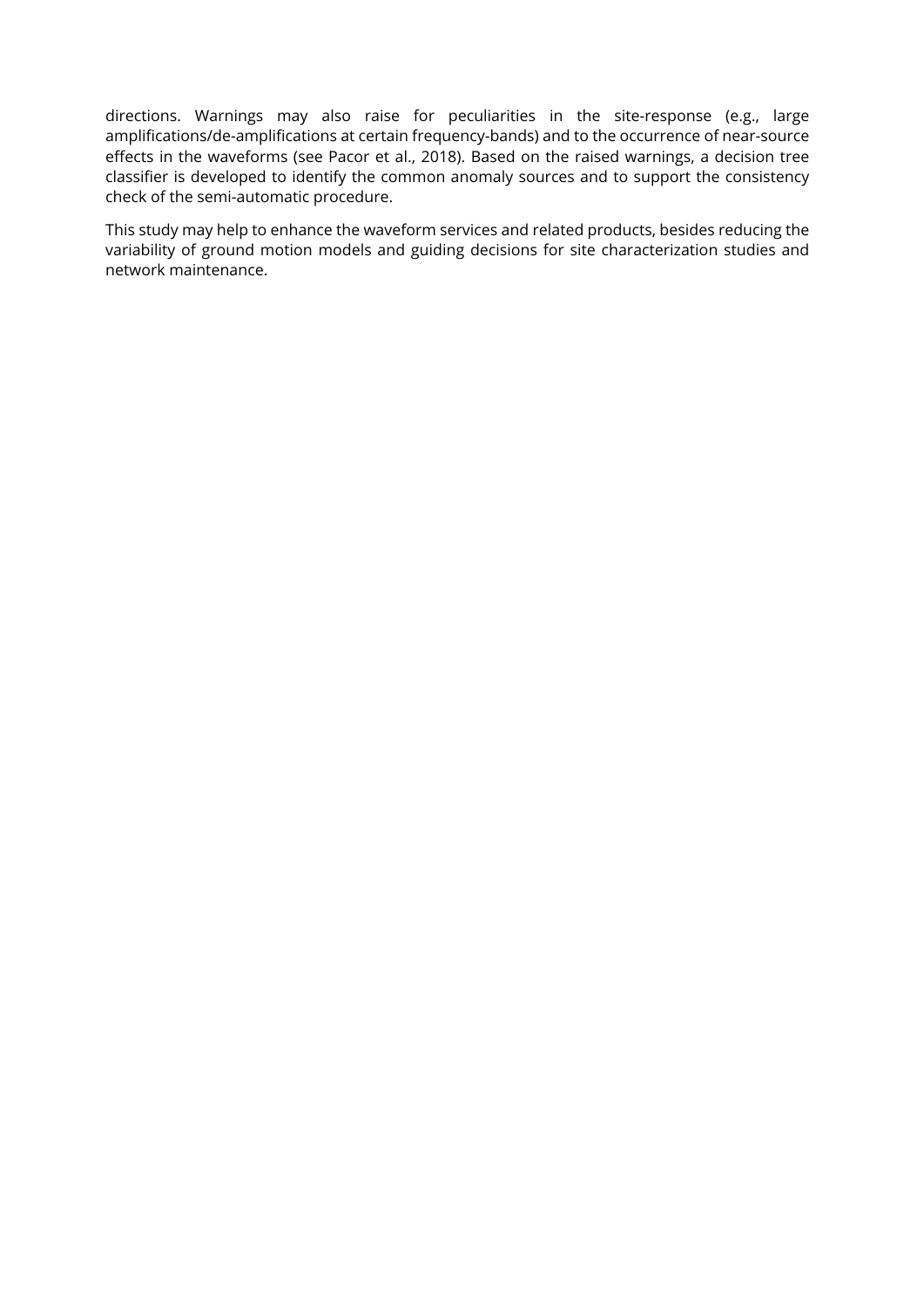directions. Warnings may also raise for peculiarities in the site-response (e.g., large amplifications/de-amplifications at certain frequency-bands) and to the occurrence of near-source effects in the waveforms (see Pacor et al., 2018). Based on the raised warnings, a decision tree classifier is developed to identify the common anomaly sources and to support the consistency check of the semi-automatic procedure.

This study may help to enhance the waveform services and related products, besides reducing the variability of ground motion models and guiding decisions for site characterization studies and network maintenance.